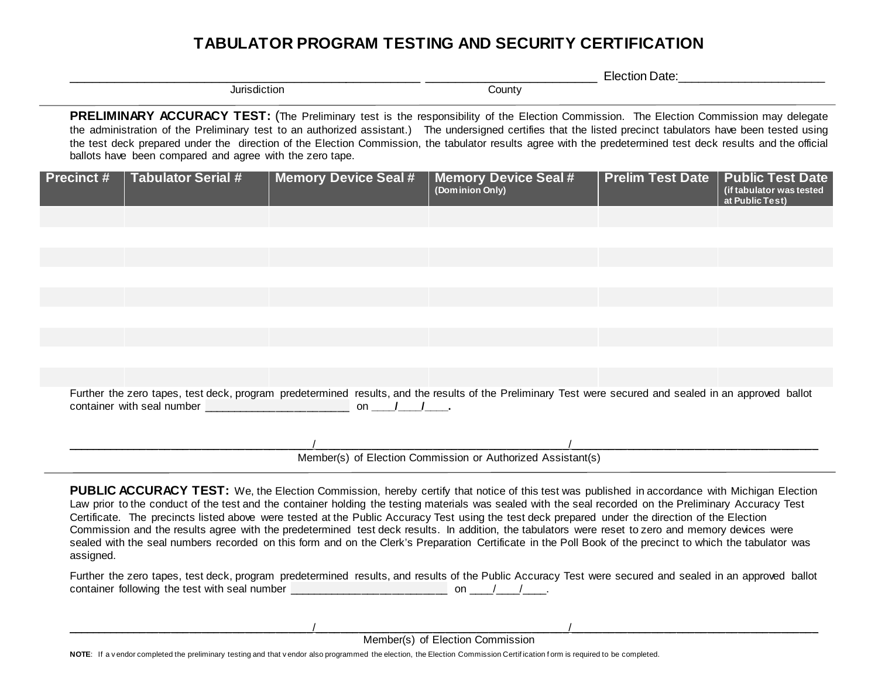# TABULATOR PROGRAM TESTING AND SECURITY CERTIFICATION

_______________________________________________ _______________________ Election Date:____________________

Jurisdiction County

**PRELIMINARY ACCURACY TEST:** (The Preliminary test is the responsibility of the Election Commission. The Election Commission may delegate the administration of the Preliminary test to an authorized assistant.) The undersigned certifies that the listed precinct tabulators have been tested using the test deck prepared under the direction of the Election Commission, the tabulator results agree with the predetermined test deck results and the official ballots have been compared and agree with the zero tape.

| Precinct # | Tabulator Serial # | Memory Device Seal # | Memory Device Seal # (Dominion Only) | Prelim Test Date | Public Test Date (if tabulator was tested at Public Test) |
|---|---|---|---|---|---|
| | | | | | |
| | | | | | |
| | | | | | |
| | | | | | |
| | | | | | |
| | | | | | |
| | | | | | |
| | | | | | |
| | | | | | |

Further the zero tapes, test deck, program predetermined results, and the results of the Preliminary Test were secured and sealed in an approved ballot container with seal number ______________________ on ___/___/___.

___________________________________/____________________________________/____________________________________

Member(s) of Election Commission or Authorized Assistant(s)

**PUBLIC ACCURACY TEST:** We, the Election Commission, hereby certify that notice of this test was published in accordance with Michigan Election Law prior to the conduct of the test and the container holding the testing materials was sealed with the seal recorded on the Preliminary Accuracy Test Certificate. The precincts listed above were tested at the Public Accuracy Test using the test deck prepared under the direction of the Election Commission and the results agree with the predetermined test deck results. In addition, the tabulators were reset to zero and memory devices were sealed with the seal numbers recorded on this form and on the Clerk's Preparation Certificate in the Poll Book of the precinct to which the tabulator was assigned.

Further the zero tapes, test deck, program predetermined results, and results of the Public Accuracy Test were secured and sealed in an approved ballot container following the test with seal number ________________________ on ___/___/___.

___________________________________/____________________________________/____________________________________

Member(s) of Election Commission

**NOTE**: If a vendor completed the preliminary testing and that vendor also programmed the election, the Election Commission Certification form is required to be completed.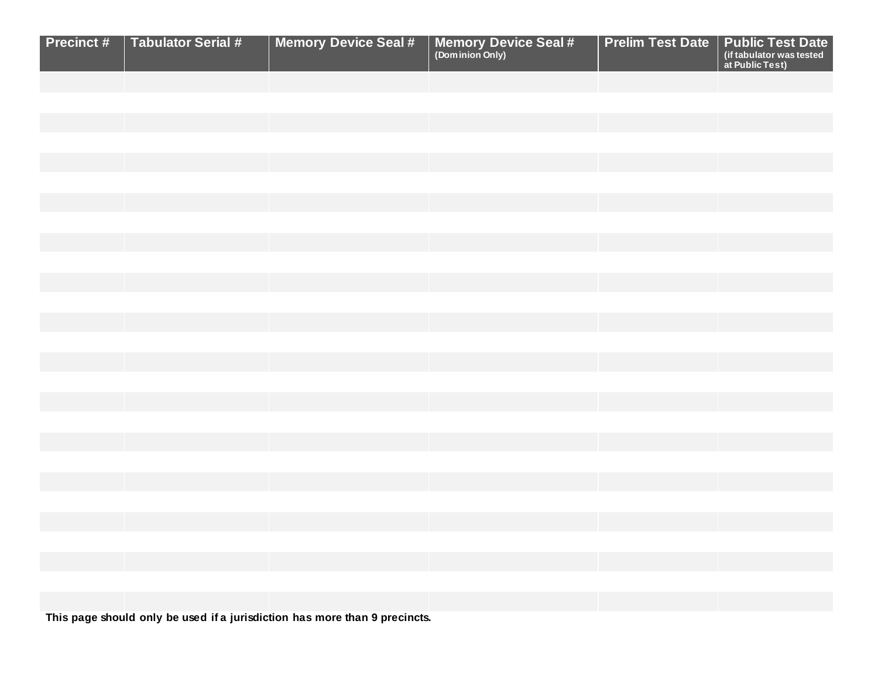| Precinct # | Tabulator Serial # | Memory Device Seal # | Memory Device Seal # (Dominion Only) | Prelim Test Date | Public Test Date (if tabulator was tested at Public Test) |
|---|---|---|---|---|---|
| | | | | | |
| | | | | | |
| | | | | | |
| | | | | | |
| | | | | | |
| | | | | | |
| | | | | | |
| | | | | | |
| | | | | | |
| | | | | | |
| | | | | | |
| | | | | | |
| | | | | | |
| | | | | | |
| | | | | | |
| | | | | | |
| | | | | | |
| | | | | | |
| | | | | | |
| | | | | | |
| | | | | | |
| | | | | | |
| | | | | | |
| | | | | | |
| | | | | | |
| | | | | | |
| | | | | | |

**This page should only be used if a jurisdiction has more than 9 precincts.**